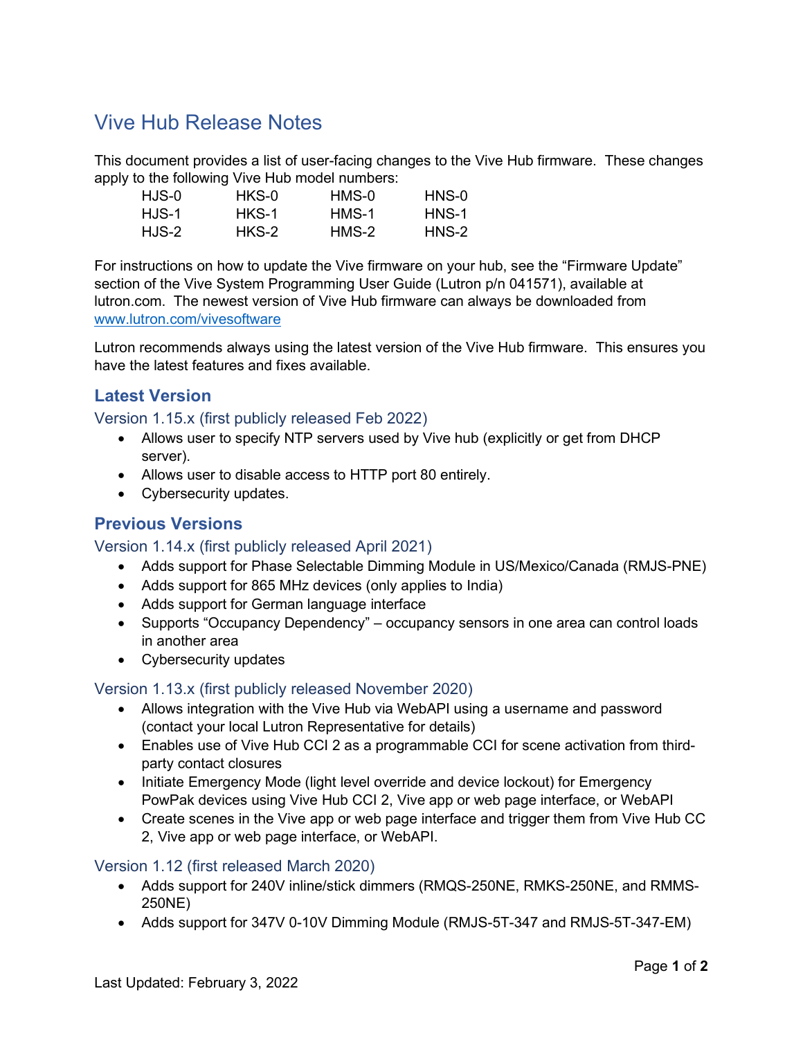# Vive Hub Release Notes

This document provides a list of user-facing changes to the Vive Hub firmware. These changes apply to the following Vive Hub model numbers:

| | | | |
|---|---|---|---|
| HJS-0 | HKS-0 | HMS-0 | HNS-0 |
| HJS-1 | HKS-1 | HMS-1 | HNS-1 |
| HJS-2 | HKS-2 | HMS-2 | HNS-2 |

For instructions on how to update the Vive firmware on your hub, see the “Firmware Update” section of the Vive System Programming User Guide (Lutron p/n 041571), available at lutron.com. The newest version of Vive Hub firmware can always be downloaded from [www.lutron.com/vivesoftware](http://www.lutron.com/vivesoftware)

Lutron recommends always using the latest version of the Vive Hub firmware. This ensures you have the latest features and fixes available.

## Latest Version

### Version 1.15.x (first publicly released Feb 2022)

- Allows user to specify NTP servers used by Vive hub (explicitly or get from DHCP server).
- Allows user to disable access to HTTP port 80 entirely.
- Cybersecurity updates.

## Previous Versions

### Version 1.14.x (first publicly released April 2021)

- Adds support for Phase Selectable Dimming Module in US/Mexico/Canada (RMJS-PNE)
- Adds support for 865 MHz devices (only applies to India)
- Adds support for German language interface
- Supports “Occupancy Dependency” – occupancy sensors in one area can control loads in another area
- Cybersecurity updates

### Version 1.13.x (first publicly released November 2020)

- Allows integration with the Vive Hub via WebAPI using a username and password (contact your local Lutron Representative for details)
- Enables use of Vive Hub CCI 2 as a programmable CCI for scene activation from third-party contact closures
- Initiate Emergency Mode (light level override and device lockout) for Emergency PowPak devices using Vive Hub CCI 2, Vive app or web page interface, or WebAPI
- Create scenes in the Vive app or web page interface and trigger them from Vive Hub CC 2, Vive app or web page interface, or WebAPI.

### Version 1.12 (first released March 2020)

- Adds support for 240V inline/stick dimmers (RMQS-250NE, RMKS-250NE, and RMMS-250NE)
- Adds support for 347V 0-10V Dimming Module (RMJS-5T-347 and RMJS-5T-347-EM)

Last Updated: February 3, 2022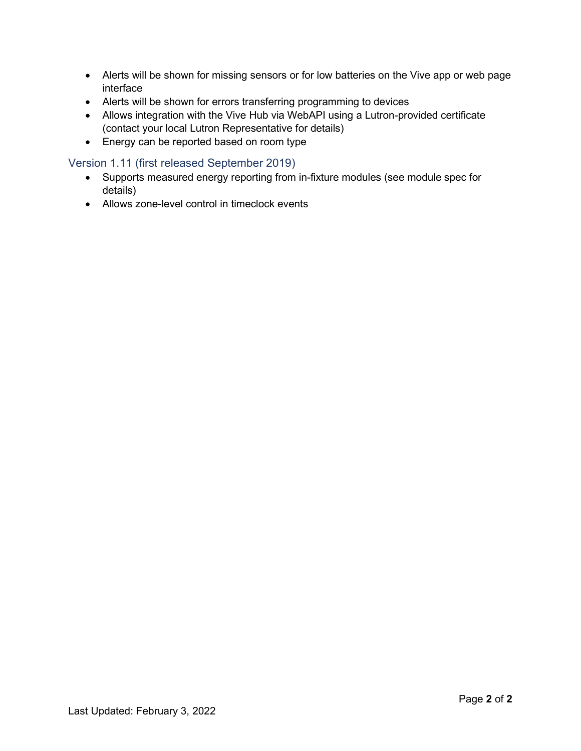- Alerts will be shown for missing sensors or for low batteries on the Vive app or web page interface
- Alerts will be shown for errors transferring programming to devices
- Allows integration with the Vive Hub via WebAPI using a Lutron-provided certificate (contact your local Lutron Representative for details)
- Energy can be reported based on room type

### Version 1.11 (first released September 2019)

- Supports measured energy reporting from in-fixture modules (see module spec for details)
- Allows zone-level control in timeclock events

Last Updated: February 3, 2022